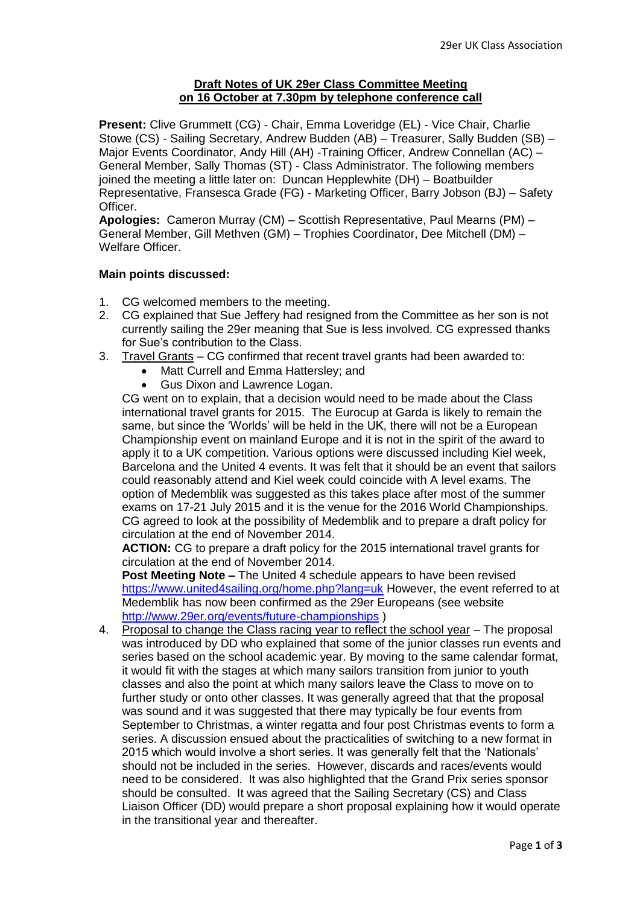**Draft Notes of UK 29er Class Committee Meeting on 16 October at 7.30pm by telephone conference call**

**Present:** Clive Grummett (CG) - Chair, Emma Loveridge (EL) - Vice Chair, Charlie Stowe (CS) - Sailing Secretary, Andrew Budden (AB) – Treasurer, Sally Budden (SB) – Major Events Coordinator, Andy Hill (AH) -Training Officer, Andrew Connellan (AC) – General Member, Sally Thomas (ST) - Class Administrator. The following members joined the meeting a little later on: Duncan Hepplewhite (DH) – Boatbuilder Representative, Fransesca Grade (FG) - Marketing Officer, Barry Jobson (BJ) – Safety Officer.

**Apologies:** Cameron Murray (CM) – Scottish Representative, Paul Mearns (PM) – General Member, Gill Methven (GM) – Trophies Coordinator, Dee Mitchell (DM) – Welfare Officer.

**Main points discussed:**

1. CG welcomed members to the meeting.
2. CG explained that Sue Jeffery had resigned from the Committee as her son is not currently sailing the 29er meaning that Sue is less involved. CG expressed thanks for Sue's contribution to the Class.
3. Travel Grants – CG confirmed that recent travel grants had been awarded to:
   - Matt Currell and Emma Hattersley; and
   - Gus Dixon and Lawrence Logan.

   CG went on to explain, that a decision would need to be made about the Class international travel grants for 2015. The Eurocup at Garda is likely to remain the same, but since the 'Worlds' will be held in the UK, there will not be a European Championship event on mainland Europe and it is not in the spirit of the award to apply it to a UK competition. Various options were discussed including Kiel week, Barcelona and the United 4 events. It was felt that it should be an event that sailors could reasonably attend and Kiel week could coincide with A level exams. The option of Medemblik was suggested as this takes place after most of the summer exams on 17-21 July 2015 and it is the venue for the 2016 World Championships. CG agreed to look at the possibility of Medemblik and to prepare a draft policy for circulation at the end of November 2014.

   **ACTION:** CG to prepare a draft policy for the 2015 international travel grants for circulation at the end of November 2014.

   **Post Meeting Note –** The United 4 schedule appears to have been revised https://www.united4sailing.org/home.php?lang=uk However, the event referred to at Medemblik has now been confirmed as the 29er Europeans (see website http://www.29er.org/events/future-championships )
4. Proposal to change the Class racing year to reflect the school year – The proposal was introduced by DD who explained that some of the junior classes run events and series based on the school academic year. By moving to the same calendar format, it would fit with the stages at which many sailors transition from junior to youth classes and also the point at which many sailors leave the Class to move on to further study or onto other classes. It was generally agreed that that the proposal was sound and it was suggested that there may typically be four events from September to Christmas, a winter regatta and four post Christmas events to form a series. A discussion ensued about the practicalities of switching to a new format in 2015 which would involve a short series. It was generally felt that the 'Nationals' should not be included in the series. However, discards and races/events would need to be considered. It was also highlighted that the Grand Prix series sponsor should be consulted. It was agreed that the Sailing Secretary (CS) and Class Liaison Officer (DD) would prepare a short proposal explaining how it would operate in the transitional year and thereafter.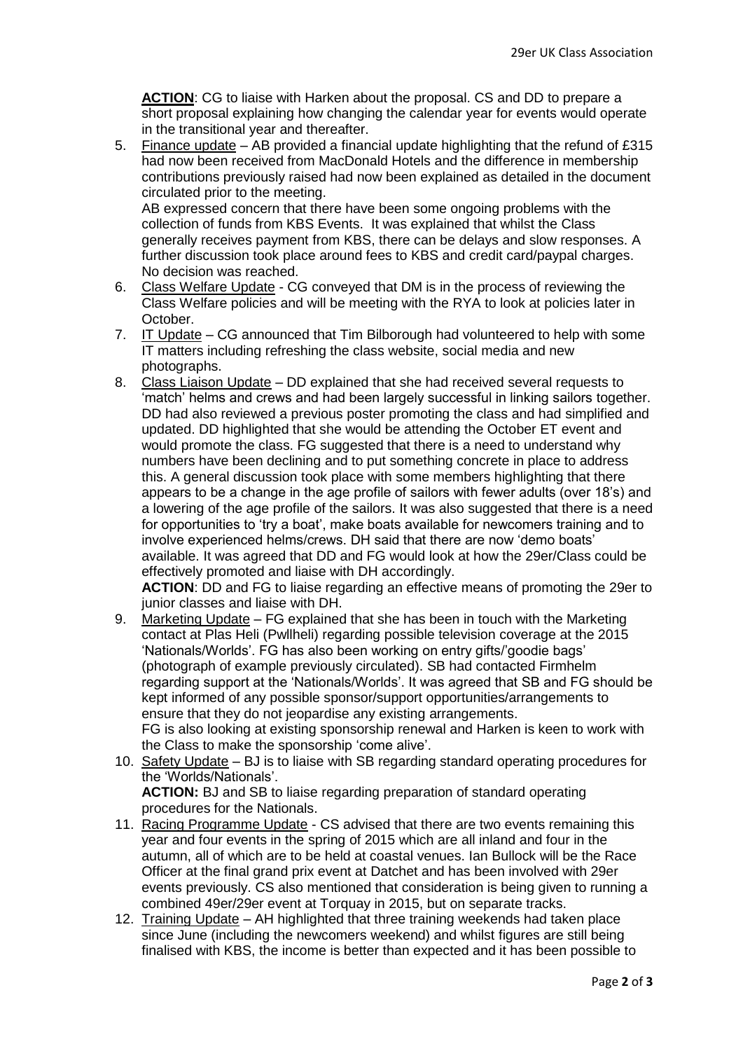**ACTION**: CG to liaise with Harken about the proposal. CS and DD to prepare a short proposal explaining how changing the calendar year for events would operate in the transitional year and thereafter.

5. Finance update – AB provided a financial update highlighting that the refund of £315 had now been received from MacDonald Hotels and the difference in membership contributions previously raised had now been explained as detailed in the document circulated prior to the meeting.
   AB expressed concern that there have been some ongoing problems with the collection of funds from KBS Events. It was explained that whilst the Class generally receives payment from KBS, there can be delays and slow responses. A further discussion took place around fees to KBS and credit card/paypal charges. No decision was reached.
6. Class Welfare Update - CG conveyed that DM is in the process of reviewing the Class Welfare policies and will be meeting with the RYA to look at policies later in October.
7. IT Update – CG announced that Tim Bilborough had volunteered to help with some IT matters including refreshing the class website, social media and new photographs.
8. Class Liaison Update – DD explained that she had received several requests to 'match' helms and crews and had been largely successful in linking sailors together. DD had also reviewed a previous poster promoting the class and had simplified and updated. DD highlighted that she would be attending the October ET event and would promote the class. FG suggested that there is a need to understand why numbers have been declining and to put something concrete in place to address this. A general discussion took place with some members highlighting that there appears to be a change in the age profile of sailors with fewer adults (over 18's) and a lowering of the age profile of the sailors. It was also suggested that there is a need for opportunities to 'try a boat', make boats available for newcomers training and to involve experienced helms/crews. DH said that there are now 'demo boats' available. It was agreed that DD and FG would look at how the 29er/Class could be effectively promoted and liaise with DH accordingly.
   **ACTION**: DD and FG to liaise regarding an effective means of promoting the 29er to junior classes and liaise with DH.
9. Marketing Update – FG explained that she has been in touch with the Marketing contact at Plas Heli (Pwllheli) regarding possible television coverage at the 2015 'Nationals/Worlds'. FG has also been working on entry gifts/'goodie bags' (photograph of example previously circulated). SB had contacted Firmhelm regarding support at the 'Nationals/Worlds'. It was agreed that SB and FG should be kept informed of any possible sponsor/support opportunities/arrangements to ensure that they do not jeopardise any existing arrangements.
   FG is also looking at existing sponsorship renewal and Harken is keen to work with the Class to make the sponsorship 'come alive'.
10. Safety Update – BJ is to liaise with SB regarding standard operating procedures for the 'Worlds/Nationals'.
    **ACTION:** BJ and SB to liaise regarding preparation of standard operating procedures for the Nationals.
11. Racing Programme Update - CS advised that there are two events remaining this year and four events in the spring of 2015 which are all inland and four in the autumn, all of which are to be held at coastal venues. Ian Bullock will be the Race Officer at the final grand prix event at Datchet and has been involved with 29er events previously. CS also mentioned that consideration is being given to running a combined 49er/29er event at Torquay in 2015, but on separate tracks.
12. Training Update – AH highlighted that three training weekends had taken place since June (including the newcomers weekend) and whilst figures are still being finalised with KBS, the income is better than expected and it has been possible to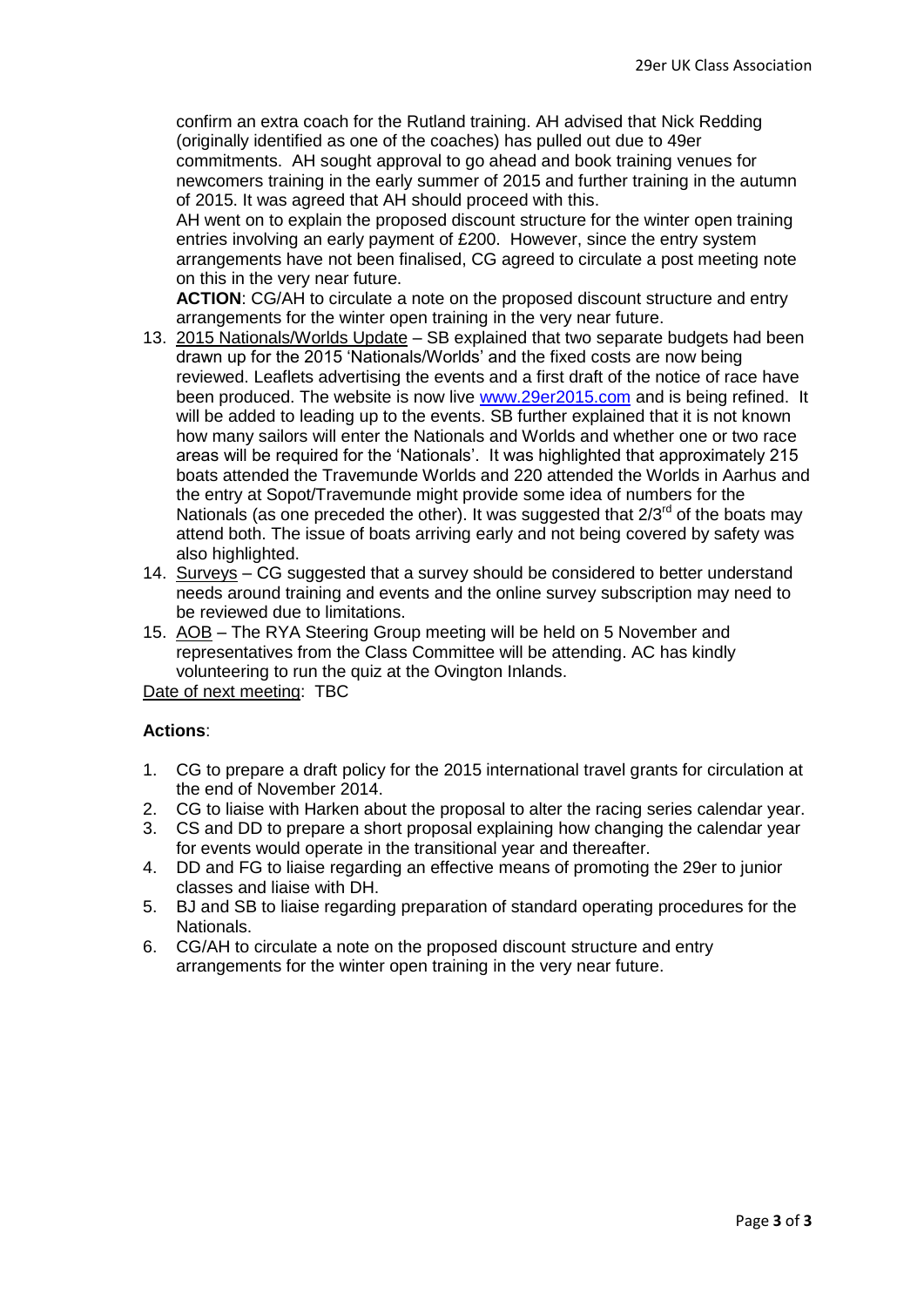confirm an extra coach for the Rutland training. AH advised that Nick Redding (originally identified as one of the coaches) has pulled out due to 49er commitments. AH sought approval to go ahead and book training venues for newcomers training in the early summer of 2015 and further training in the autumn of 2015. It was agreed that AH should proceed with this.

AH went on to explain the proposed discount structure for the winter open training entries involving an early payment of £200. However, since the entry system arrangements have not been finalised, CG agreed to circulate a post meeting note on this in the very near future.

**ACTION**: CG/AH to circulate a note on the proposed discount structure and entry arrangements for the winter open training in the very near future.

13. 2015 Nationals/Worlds Update – SB explained that two separate budgets had been drawn up for the 2015 'Nationals/Worlds' and the fixed costs are now being reviewed. Leaflets advertising the events and a first draft of the notice of race have been produced. The website is now live [www.29er2015.com](http://www.29er2015.com) and is being refined. It will be added to leading up to the events. SB further explained that it is not known how many sailors will enter the Nationals and Worlds and whether one or two race areas will be required for the 'Nationals'. It was highlighted that approximately 215 boats attended the Travemunde Worlds and 220 attended the Worlds in Aarhus and the entry at Sopot/Travemunde might provide some idea of numbers for the Nationals (as one preceded the other). It was suggested that 2/3rd of the boats may attend both. The issue of boats arriving early and not being covered by safety was also highlighted.
14. Surveys – CG suggested that a survey should be considered to better understand needs around training and events and the online survey subscription may need to be reviewed due to limitations.
15. AOB – The RYA Steering Group meeting will be held on 5 November and representatives from the Class Committee will be attending. AC has kindly volunteering to run the quiz at the Ovington Inlands.

Date of next meeting: TBC

**Actions**:

1. CG to prepare a draft policy for the 2015 international travel grants for circulation at the end of November 2014.
2. CG to liaise with Harken about the proposal to alter the racing series calendar year.
3. CS and DD to prepare a short proposal explaining how changing the calendar year for events would operate in the transitional year and thereafter.
4. DD and FG to liaise regarding an effective means of promoting the 29er to junior classes and liaise with DH.
5. BJ and SB to liaise regarding preparation of standard operating procedures for the Nationals.
6. CG/AH to circulate a note on the proposed discount structure and entry arrangements for the winter open training in the very near future.